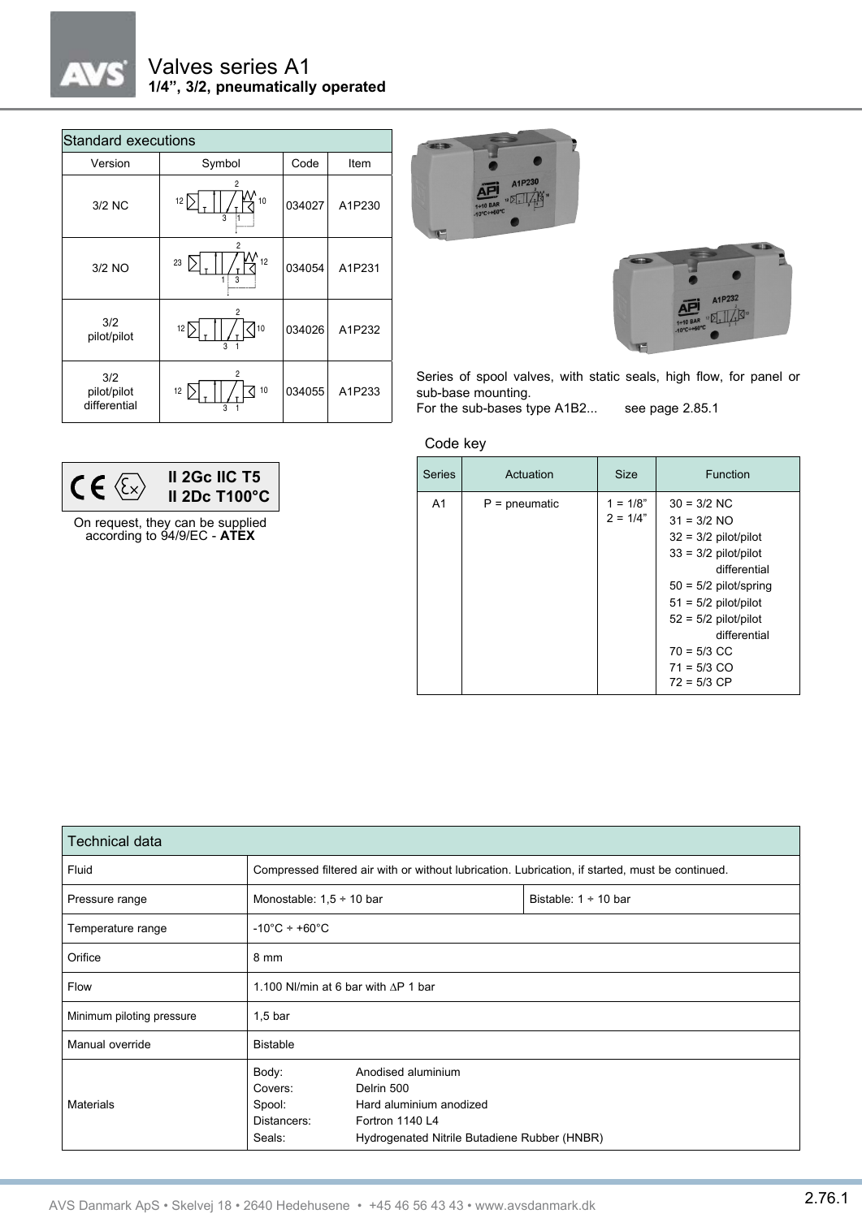# Valves series A1

**1/4", 3/2, pneumatically operated**

| Standard executions | | | |
|---|---|---|---|
| Version | Symbol | Code | Item |
| 3/2 NC | | 034027 | A1P230 |
| 3/2 NO | | 034054 | A1P231 |
| 3/2 pilot/pilot | | 034026 | A1P232 |
| 3/2 pilot/pilot differential | | 034055 | A1P233 |

**II 2Gc IIC T5**
**II 2Dc T100°C**

On request, they can be supplied according to 94/9/EC - **ATEX**

Series of spool valves, with static seals, high flow, for panel or sub-base mounting.
For the sub-bases type A1B2... see page 2.85.1

Code key

| Series | Actuation | Size | Function |
|---|---|---|---|
| A1 | P = pneumatic | 1 = 1/8"<br>2 = 1/4" | 30 = 3/2 NC<br>31 = 3/2 NO<br>32 = 3/2 pilot/pilot<br>33 = 3/2 pilot/pilot differential<br>50 = 5/2 pilot/spring<br>51 = 5/2 pilot/pilot<br>52 = 5/2 pilot/pilot differential<br>70 = 5/3 CC<br>71 = 5/3 CO<br>72 = 5/3 CP |

| Technical data | | |
|---|---|---|
| Fluid | Compressed filtered air with or without lubrication. Lubrication, if started, must be continued. | |
| Pressure range | Monostable: 1,5 ÷ 10 bar | Bistable: 1 ÷ 10 bar |
| Temperature range | -10°C ÷ +60°C | |
| Orifice | 8 mm | |
| Flow | 1.100 Nl/min at 6 bar with ∆P 1 bar | |
| Minimum piloting pressure | 1,5 bar | |
| Manual override | Bistable | |
| Materials | Body: Anodised aluminium<br>Covers: Delrin 500<br>Spool: Hard aluminium anodized<br>Distancers: Fortron 1140 L4<br>Seals: Hydrogenated Nitrile Butadiene Rubber (HNBR) | |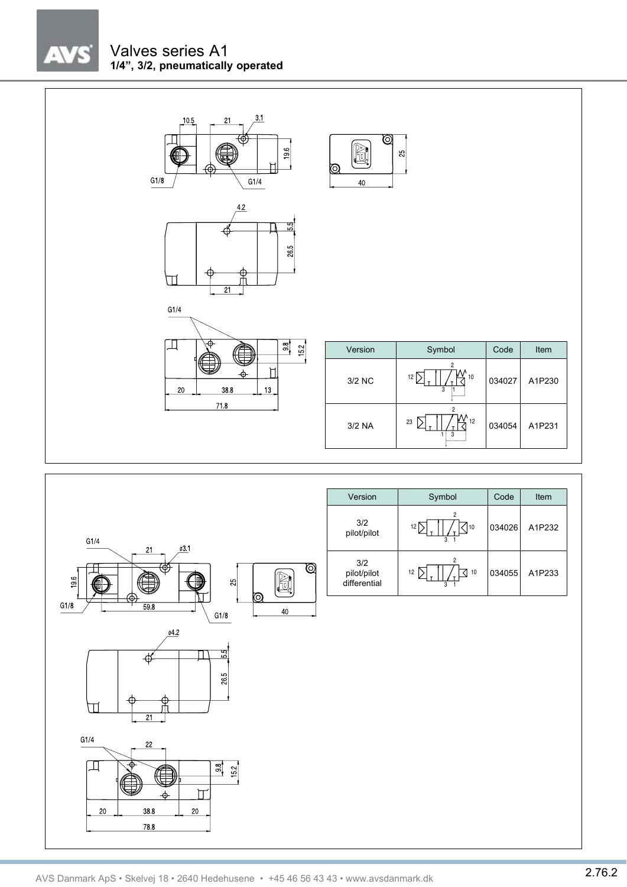# Valves series A1

**1/4", 3/2, pneumatically operated**

10.5
21
3.1
19.6
G1/8
G1/4
25
40
4.2
5.5
26.5
21
G1/4
9.8
15.2
20
38.8
13
71.8

| Version | Symbol | Code | Item |
|---|---|---|---|
| 3/2 NC | 12 — 2 — 10 — 3 1 | 034027 | A1P230 |
| 3/2 NA | 23 — 2 — 12 — 1 3 | 034054 | A1P231 |

| Version | Symbol | Code | Item |
|---|---|---|---|
| 3/2 pilot/pilot | 12 — 2 — 10 — 3 1 | 034026 | A1P232 |
| 3/2 pilot/pilot differential | 12 — 2 — 10 — 3 1 | 034055 | A1P233 |

G1/4
21
ø3.1
19.6
G1/8
59.8
G1/8
25
40
ø4.2
5.5
26.5
21
G1/4
22
9.8
15.2
20
38.8
20
78.8